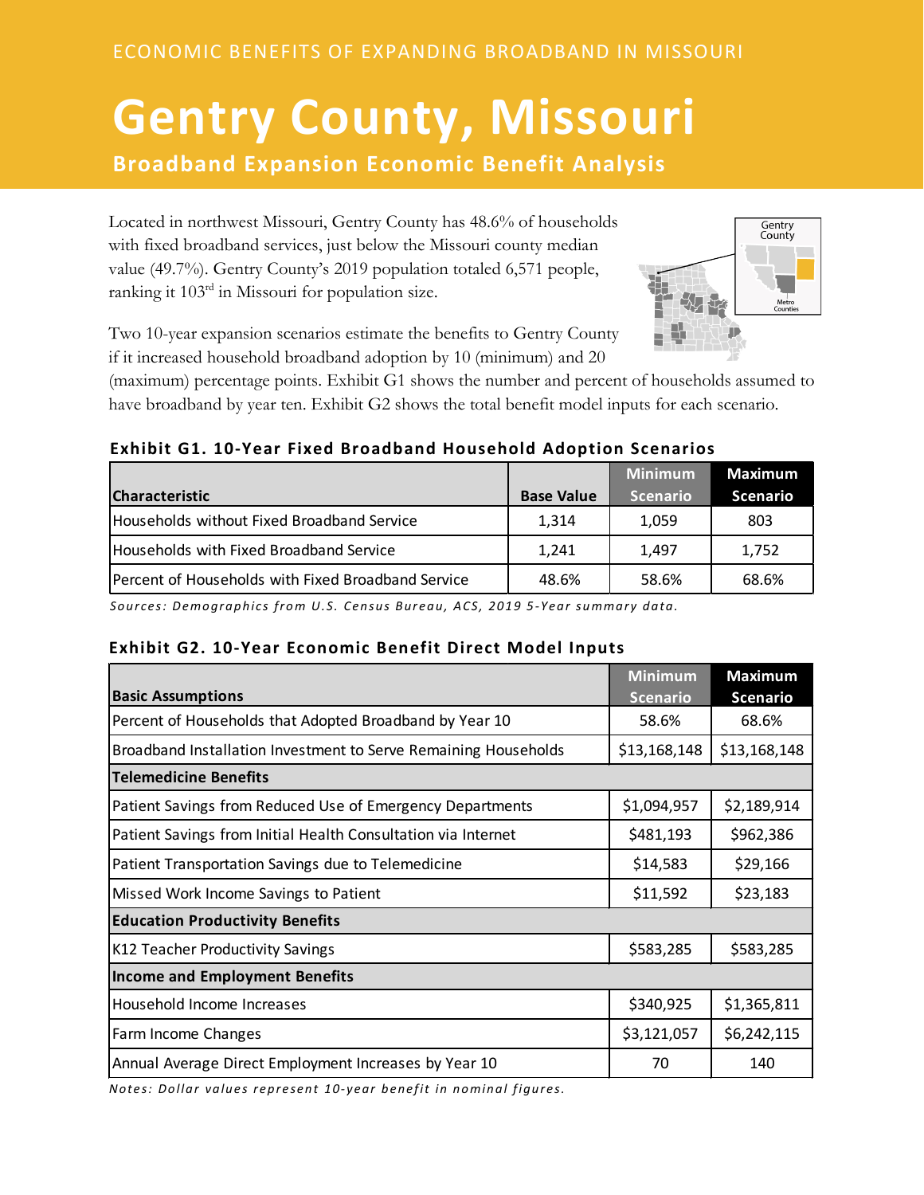ECONOMIC BENEFITS OF EXPANDING BROADBAND IN MISSOURI

# Gentry County, Missouri

## Broadband Expansion Economic Benefit Analysis

Located in northwest Missouri, Gentry County has 48.6% of households with fixed broadband services, just below the Missouri county median value (49.7%). Gentry County's 2019 population totaled 6,571 people, ranking it 103rd in Missouri for population size.

Two 10-year expansion scenarios estimate the benefits to Gentry County if it increased household broadband adoption by 10 (minimum) and 20 (maximum) percentage points. Exhibit G1 shows the number and percent of households assumed to have broadband by year ten. Exhibit G2 shows the total benefit model inputs for each scenario.

### Exhibit G1. 10-Year Fixed Broadband Household Adoption Scenarios

| Characteristic | Base Value | Minimum Scenario | Maximum Scenario |
|---|---|---|---|
| Households without Fixed Broadband Service | 1,314 | 1,059 | 803 |
| Households with Fixed Broadband Service | 1,241 | 1,497 | 1,752 |
| Percent of Households with Fixed Broadband Service | 48.6% | 58.6% | 68.6% |

*Sources: Demographics from U.S. Census Bureau, ACS, 2019 5-Year summary data.*

### Exhibit G2. 10-Year Economic Benefit Direct Model Inputs

| Basic Assumptions | Minimum Scenario | Maximum Scenario |
|---|---|---|
| Percent of Households that Adopted Broadband by Year 10 | 58.6% | 68.6% |
| Broadband Installation Investment to Serve Remaining Households | $13,168,148 | $13,168,148 |
| **Telemedicine Benefits** | | |
| Patient Savings from Reduced Use of Emergency Departments | $1,094,957 | $2,189,914 |
| Patient Savings from Initial Health Consultation via Internet | $481,193 | $962,386 |
| Patient Transportation Savings due to Telemedicine | $14,583 | $29,166 |
| Missed Work Income Savings to Patient | $11,592 | $23,183 |
| **Education Productivity Benefits** | | |
| K12 Teacher Productivity Savings | $583,285 | $583,285 |
| **Income and Employment Benefits** | | |
| Household Income Increases | $340,925 | $1,365,811 |
| Farm Income Changes | $3,121,057 | $6,242,115 |
| Annual Average Direct Employment Increases by Year 10 | 70 | 140 |

*Notes: Dollar values represent 10-year benefit in nominal figures.*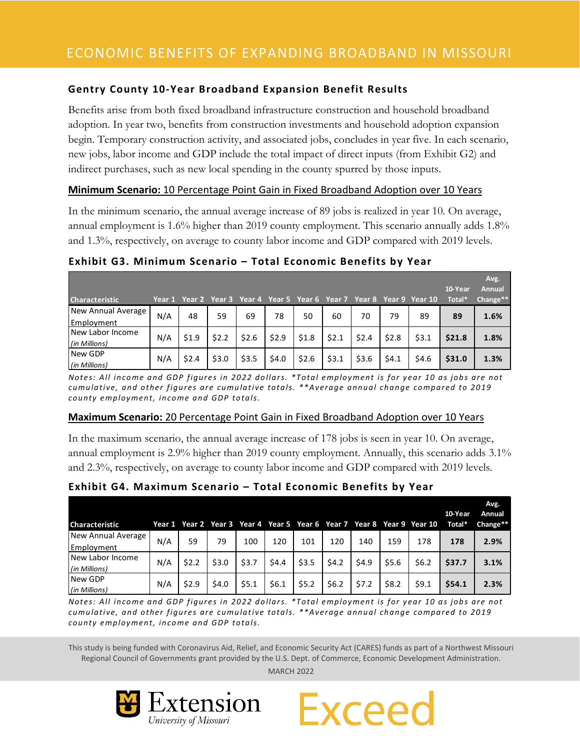# ECONOMIC BENEFITS OF EXPANDING BROADBAND IN MISSOURI

## Gentry County 10-Year Broadband Expansion Benefit Results

Benefits arise from both fixed broadband infrastructure construction and household broadband adoption. In year two, benefits from construction investments and household adoption expansion begin. Temporary construction activity, and associated jobs, concludes in year five. In each scenario, new jobs, labor income and GDP include the total impact of direct inputs (from Exhibit G2) and indirect purchases, such as new local spending in the county spurred by those inputs.

### **Minimum Scenario:** 10 Percentage Point Gain in Fixed Broadband Adoption over 10 Years

In the minimum scenario, the annual average increase of 89 jobs is realized in year 10. On average, annual employment is 1.6% higher than 2019 county employment. This scenario annually adds 1.8% and 1.3%, respectively, on average to county labor income and GDP compared with 2019 levels.

### Exhibit G3. Minimum Scenario – Total Economic Benefits by Year

| Characteristic | Year 1 | Year 2 | Year 3 | Year 4 | Year 5 | Year 6 | Year 7 | Year 8 | Year 9 | Year 10 | 10-Year Total* | Avg. Annual Change** |
|---|---|---|---|---|---|---|---|---|---|---|---|---|
| New Annual Average Employment | N/A | 48 | 59 | 69 | 78 | 50 | 60 | 70 | 79 | 89 | **89** | **1.6%** |
| New Labor Income *(in Millions)* | N/A | $1.9 | $2.2 | $2.6 | $2.9 | $1.8 | $2.1 | $2.4 | $2.8 | $3.1 | **$21.8** | **1.8%** |
| New GDP *(in Millions)* | N/A | $2.4 | $3.0 | $3.5 | $4.0 | $2.6 | $3.1 | $3.6 | $4.1 | $4.6 | **$31.0** | **1.3%** |

*Notes: All income and GDP figures in 2022 dollars. *Total employment is for year 10 as jobs are not cumulative, and other figures are cumulative totals. **Average annual change compared to 2019 county employment, income and GDP totals.*

### **Maximum Scenario:** 20 Percentage Point Gain in Fixed Broadband Adoption over 10 Years

In the maximum scenario, the annual average increase of 178 jobs is seen in year 10. On average, annual employment is 2.9% higher than 2019 county employment. Annually, this scenario adds 3.1% and 2.3%, respectively, on average to county labor income and GDP compared with 2019 levels.

### Exhibit G4. Maximum Scenario – Total Economic Benefits by Year

| Characteristic | Year 1 | Year 2 | Year 3 | Year 4 | Year 5 | Year 6 | Year 7 | Year 8 | Year 9 | Year 10 | 10-Year Total* | Avg. Annual Change** |
|---|---|---|---|---|---|---|---|---|---|---|---|---|
| New Annual Average Employment | N/A | 59 | 79 | 100 | 120 | 101 | 120 | 140 | 159 | 178 | **178** | **2.9%** |
| New Labor Income *(in Millions)* | N/A | $2.2 | $3.0 | $3.7 | $4.4 | $3.5 | $4.2 | $4.9 | $5.6 | $6.2 | **$37.7** | **3.1%** |
| New GDP *(in Millions)* | N/A | $2.9 | $4.0 | $5.1 | $6.1 | $5.2 | $6.2 | $7.2 | $8.2 | $9.1 | **$54.1** | **2.3%** |

*Notes: All income and GDP figures in 2022 dollars. *Total employment is for year 10 as jobs are not cumulative, and other figures are cumulative totals. **Average annual change compared to 2019 county employment, income and GDP totals.*

This study is being funded with Coronavirus Aid, Relief, and Economic Security Act (CARES) funds as part of a Northwest Missouri Regional Council of Governments grant provided by the U.S. Dept. of Commerce, Economic Development Administration.

MARCH 2022

Extension University of Missouri

Exceed